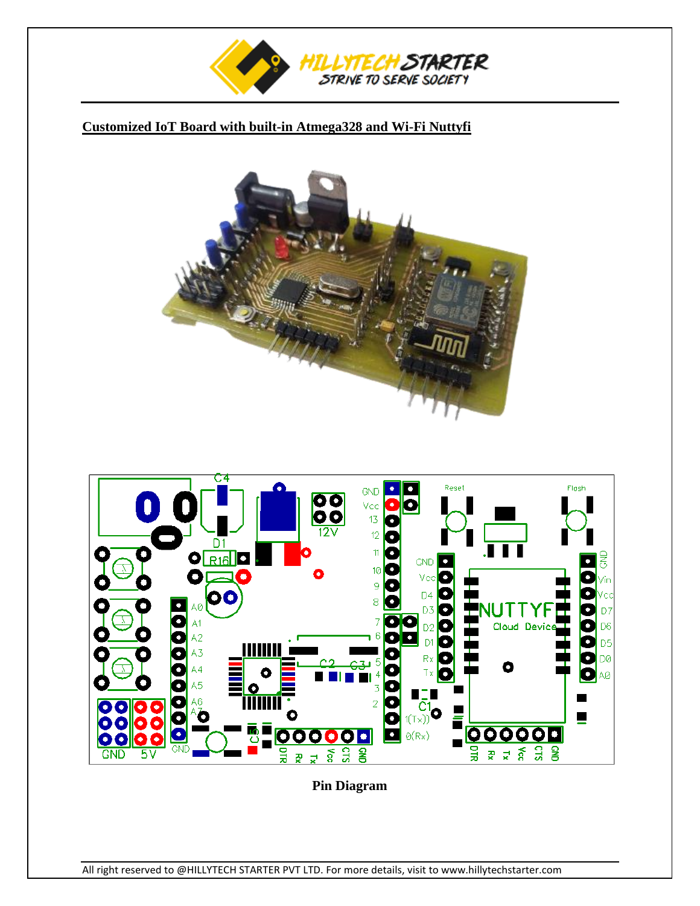## Customized IoT Board with built-in Atmega328 and Wi-Fi Nuttyfi

Pin Diagram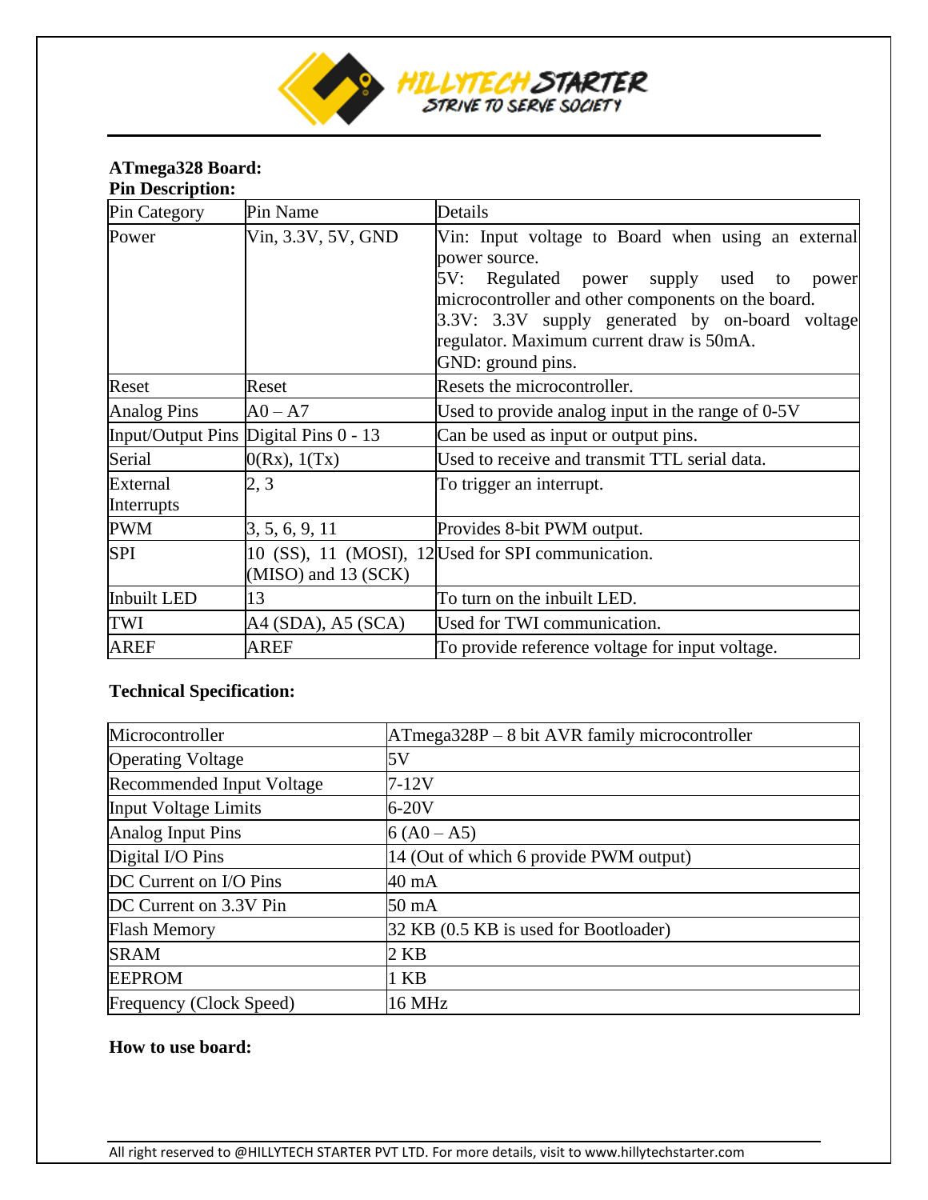**ATmega328 Board:**
**Pin Description:**

| Pin Category | Pin Name | Details |
|---|---|---|
| Power | Vin, 3.3V, 5V, GND | Vin: Input voltage to Board when using an external power source.<br>5V: Regulated power supply used to power microcontroller and other components on the board.<br>3.3V: 3.3V supply generated by on-board voltage regulator. Maximum current draw is 50mA.<br>GND: ground pins. |
| Reset | Reset | Resets the microcontroller. |
| Analog Pins | A0 – A7 | Used to provide analog input in the range of 0-5V |
| Input/Output Pins | Digital Pins 0 - 13 | Can be used as input or output pins. |
| Serial | 0(Rx), 1(Tx) | Used to receive and transmit TTL serial data. |
| External Interrupts | 2, 3 | To trigger an interrupt. |
| PWM | 3, 5, 6, 9, 11 | Provides 8-bit PWM output. |
| SPI | 10 (SS), 11 (MOSI), 12 (MISO) and 13 (SCK) | Used for SPI communication. |
| Inbuilt LED | 13 | To turn on the inbuilt LED. |
| TWI | A4 (SDA), A5 (SCA) | Used for TWI communication. |
| AREF | AREF | To provide reference voltage for input voltage. |

**Technical Specification:**

| | |
|---|---|
| Microcontroller | ATmega328P – 8 bit AVR family microcontroller |
| Operating Voltage | 5V |
| Recommended Input Voltage | 7-12V |
| Input Voltage Limits | 6-20V |
| Analog Input Pins | 6 (A0 – A5) |
| Digital I/O Pins | 14 (Out of which 6 provide PWM output) |
| DC Current on I/O Pins | 40 mA |
| DC Current on 3.3V Pin | 50 mA |
| Flash Memory | 32 KB (0.5 KB is used for Bootloader) |
| SRAM | 2 KB |
| EEPROM | 1 KB |
| Frequency (Clock Speed) | 16 MHz |

**How to use board:**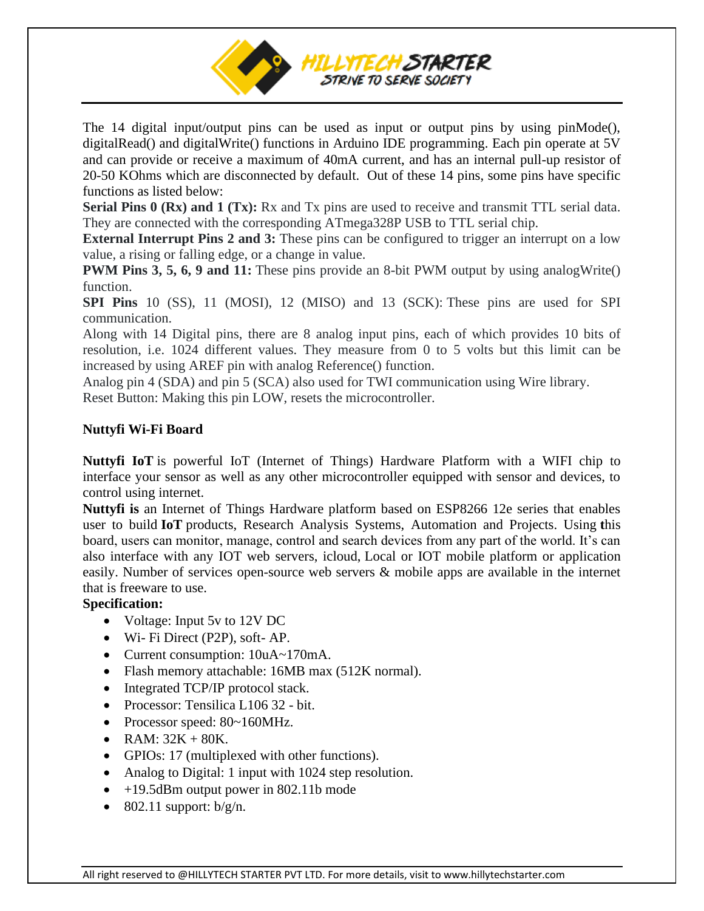The 14 digital input/output pins can be used as input or output pins by using pinMode(), digitalRead() and digitalWrite() functions in Arduino IDE programming. Each pin operate at 5V and can provide or receive a maximum of 40mA current, and has an internal pull-up resistor of 20-50 KOhms which are disconnected by default. Out of these 14 pins, some pins have specific functions as listed below:

**Serial Pins 0 (Rx) and 1 (Tx):** Rx and Tx pins are used to receive and transmit TTL serial data. They are connected with the corresponding ATmega328P USB to TTL serial chip.

**External Interrupt Pins 2 and 3:** These pins can be configured to trigger an interrupt on a low value, a rising or falling edge, or a change in value.

**PWM Pins 3, 5, 6, 9 and 11:** These pins provide an 8-bit PWM output by using analogWrite() function.

**SPI Pins** 10 (SS), 11 (MOSI), 12 (MISO) and 13 (SCK): These pins are used for SPI communication.

Along with 14 Digital pins, there are 8 analog input pins, each of which provides 10 bits of resolution, i.e. 1024 different values. They measure from 0 to 5 volts but this limit can be increased by using AREF pin with analog Reference() function.

Analog pin 4 (SDA) and pin 5 (SCA) also used for TWI communication using Wire library.

Reset Button: Making this pin LOW, resets the microcontroller.

**Nuttyfi Wi-Fi Board**

**Nuttyfi IoT** is powerful IoT (Internet of Things) Hardware Platform with a WIFI chip to interface your sensor as well as any other microcontroller equipped with sensor and devices, to control using internet.

**Nuttyfi is** an Internet of Things Hardware platform based on ESP8266 12e series that enables user to build **IoT** products, Research Analysis Systems, Automation and Projects. Using this board, users can monitor, manage, control and search devices from any part of the world. It's can also interface with any IOT web servers, icloud, Local or IOT mobile platform or application easily. Number of services open-source web servers & mobile apps are available in the internet that is freeware to use.

**Specification:**

- Voltage: Input 5v to 12V DC
- Wi- Fi Direct (P2P), soft- AP.
- Current consumption: 10uA~170mA.
- Flash memory attachable: 16MB max (512K normal).
- Integrated TCP/IP protocol stack.
- Processor: Tensilica L106 32 - bit.
- Processor speed: 80~160MHz.
- RAM: 32K + 80K.
- GPIOs: 17 (multiplexed with other functions).
- Analog to Digital: 1 input with 1024 step resolution.
- +19.5dBm output power in 802.11b mode
- 802.11 support: b/g/n.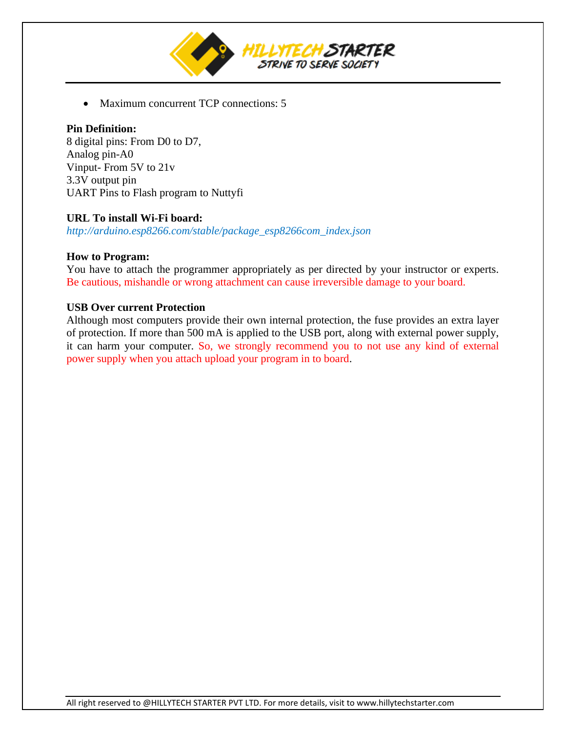- Maximum concurrent TCP connections: 5

**Pin Definition:**
8 digital pins: From D0 to D7,
Analog pin-A0
Vinput- From 5V to 21v
3.3V output pin
UART Pins to Flash program to Nuttyfi

**URL To install Wi-Fi board:**
*http://arduino.esp8266.com/stable/package_esp8266com_index.json*

**How to Program:**
You have to attach the programmer appropriately as per directed by your instructor or experts. Be cautious, mishandle or wrong attachment can cause irreversible damage to your board.

**USB Over current Protection**
Although most computers provide their own internal protection, the fuse provides an extra layer of protection. If more than 500 mA is applied to the USB port, along with external power supply, it can harm your computer. So, we strongly recommend you to not use any kind of external power supply when you attach upload your program in to board.